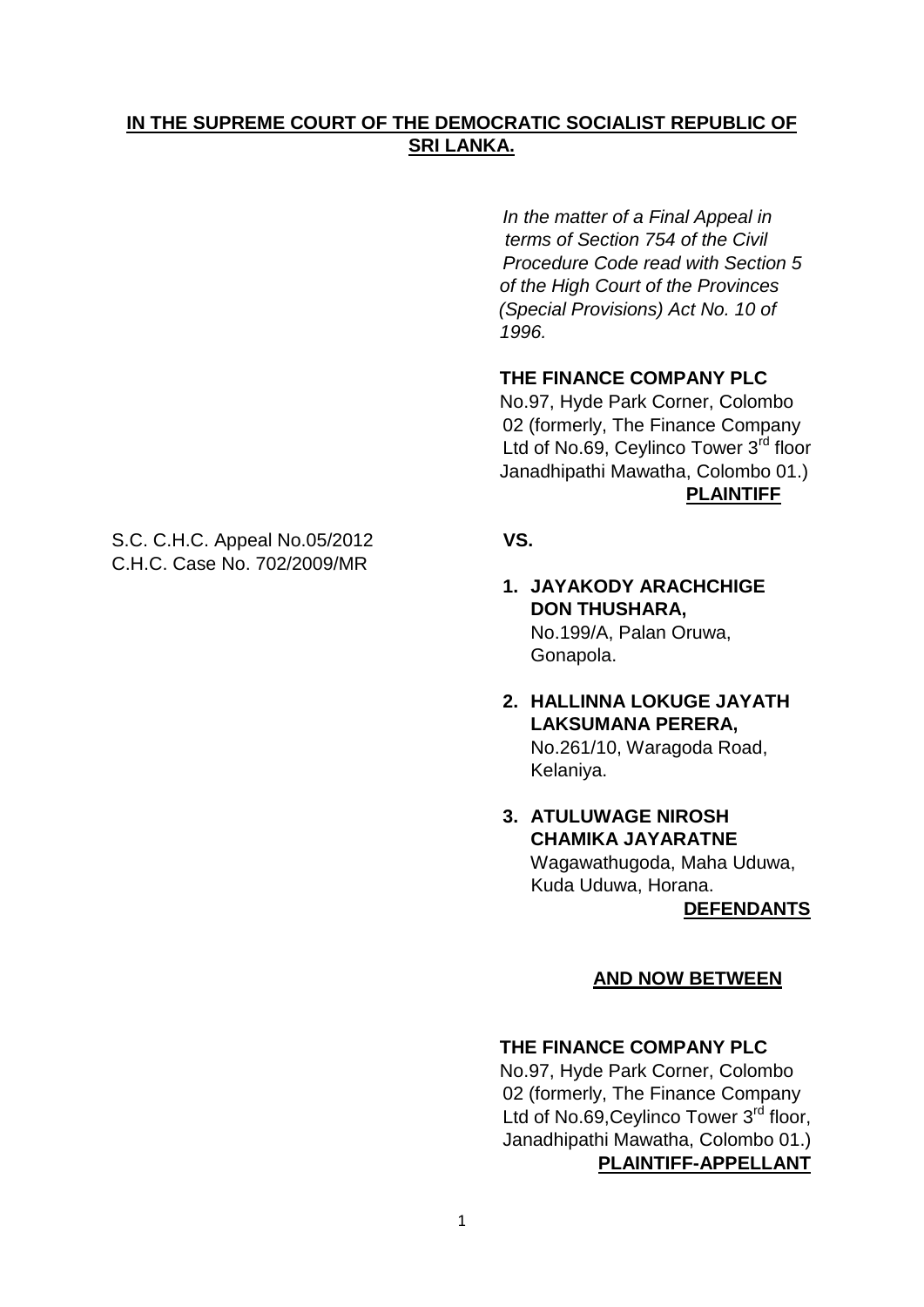**IN THE SUPREME COURT OF THE DEMOCRATIC SOCIALIST REPUBLIC OF SRI LANKA.**

*In the matter of a Final Appeal in terms of Section 754 of the Civil Procedure Code read with Section 5 of the High Court of the Provinces (Special Provisions) Act No. 10 of 1996.*

**THE FINANCE COMPANY PLC**
No.97, Hyde Park Corner, Colombo 02 (formerly, The Finance Company Ltd of No.69, Ceylinco Tower 3rd floor Janadhipathi Mawatha, Colombo 01.)
**PLAINTIFF**

S.C. C.H.C. Appeal No.05/2012
C.H.C. Case No. 702/2009/MR

**VS.**

1. **JAYAKODY ARACHCHIGE DON THUSHARA,**
   No.199/A, Palan Oruwa, Gonapola.

2. **HALLINNA LOKUGE JAYATH LAKSUMANA PERERA,**
   No.261/10, Waragoda Road, Kelaniya.

3. **ATULUWAGE NIROSH CHAMIKA JAYARATNE**
   Wagawathugoda, Maha Uduwa, Kuda Uduwa, Horana.

**DEFENDANTS**

**AND NOW BETWEEN**

**THE FINANCE COMPANY PLC**
No.97, Hyde Park Corner, Colombo 02 (formerly, The Finance Company Ltd of No.69,Ceylinco Tower 3rd floor, Janadhipathi Mawatha, Colombo 01.)
**PLAINTIFF-APPELLANT**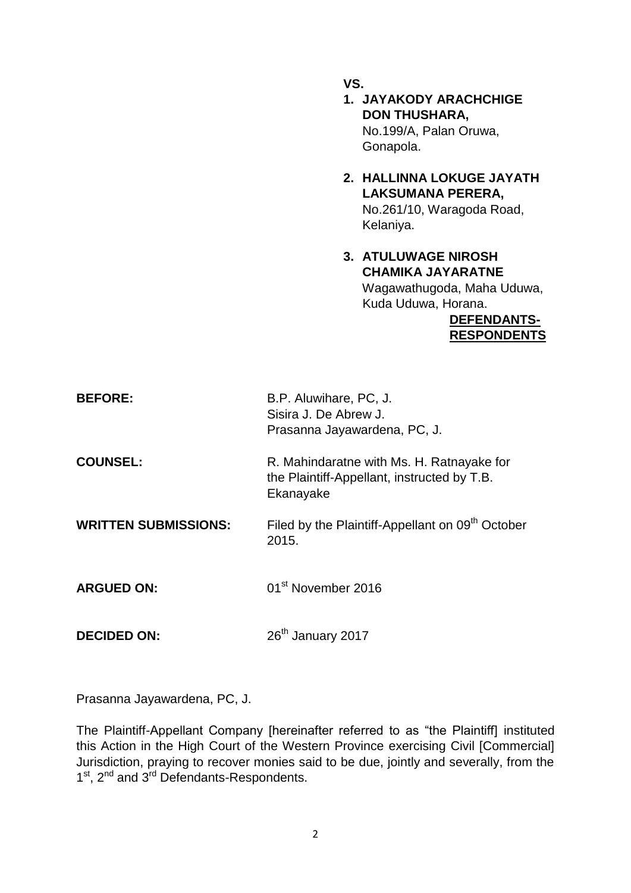**VS.**

1. **JAYAKODY ARACHCHIGE DON THUSHARA,**
   No.199/A, Palan Oruwa,
   Gonapola.

2. **HALLINNA LOKUGE JAYATH LAKSUMANA PERERA,**
   No.261/10, Waragoda Road,
   Kelaniya.

3. **ATULUWAGE NIROSH CHAMIKA JAYARATNE**
   Wagawathugoda, Maha Uduwa,
   Kuda Uduwa, Horana.

**DEFENDANTS-RESPONDENTS**

**BEFORE:** B.P. Aluwihare, PC, J.
Sisira J. De Abrew J.
Prasanna Jayawardena, PC, J.

**COUNSEL:** R. Mahindaratne with Ms. H. Ratnayake for the Plaintiff-Appellant, instructed by T.B. Ekanayake

**WRITTEN SUBMISSIONS:** Filed by the Plaintiff-Appellant on 09th October 2015.

**ARGUED ON:** 01st November 2016

**DECIDED ON:** 26th January 2017

Prasanna Jayawardena, PC, J.

The Plaintiff-Appellant Company [hereinafter referred to as "the Plaintiff] instituted this Action in the High Court of the Western Province exercising Civil [Commercial] Jurisdiction, praying to recover monies said to be due, jointly and severally, from the 1st, 2nd and 3rd Defendants-Respondents.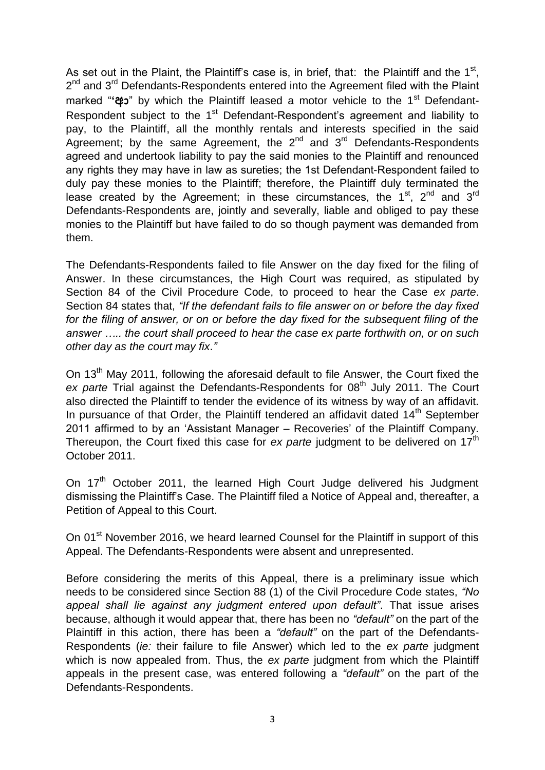As set out in the Plaint, the Plaintiff's case is, in brief, that: the Plaintiff and the 1st, 2nd and 3rd Defendants-Respondents entered into the Agreement filed with the Plaint marked "**'පැ3**" by which the Plaintiff leased a motor vehicle to the 1st Defendant-Respondent subject to the 1st Defendant-Respondent's agreement and liability to pay, to the Plaintiff, all the monthly rentals and interests specified in the said Agreement; by the same Agreement, the 2nd and 3rd Defendants-Respondents agreed and undertook liability to pay the said monies to the Plaintiff and renounced any rights they may have in law as sureties; the 1st Defendant-Respondent failed to duly pay these monies to the Plaintiff; therefore, the Plaintiff duly terminated the lease created by the Agreement; in these circumstances, the 1st, 2nd and 3rd Defendants-Respondents are, jointly and severally, liable and obliged to pay these monies to the Plaintiff but have failed to do so though payment was demanded from them.

The Defendants-Respondents failed to file Answer on the day fixed for the filing of Answer. In these circumstances, the High Court was required, as stipulated by Section 84 of the Civil Procedure Code, to proceed to hear the Case *ex parte*. Section 84 states that, *"If the defendant fails to file answer on or before the day fixed for the filing of answer, or on or before the day fixed for the subsequent filing of the answer ….. the court shall proceed to hear the case ex parte forthwith on, or on such other day as the court may fix."*

On 13th May 2011, following the aforesaid default to file Answer, the Court fixed the *ex parte* Trial against the Defendants-Respondents for 08th July 2011. The Court also directed the Plaintiff to tender the evidence of its witness by way of an affidavit. In pursuance of that Order, the Plaintiff tendered an affidavit dated 14th September 2011 affirmed to by an 'Assistant Manager – Recoveries' of the Plaintiff Company. Thereupon, the Court fixed this case for *ex parte* judgment to be delivered on 17th October 2011.

On 17th October 2011, the learned High Court Judge delivered his Judgment dismissing the Plaintiff's Case. The Plaintiff filed a Notice of Appeal and, thereafter, a Petition of Appeal to this Court.

On 01st November 2016, we heard learned Counsel for the Plaintiff in support of this Appeal. The Defendants-Respondents were absent and unrepresented.

Before considering the merits of this Appeal, there is a preliminary issue which needs to be considered since Section 88 (1) of the Civil Procedure Code states, *"No appeal shall lie against any judgment entered upon default"*. That issue arises because, although it would appear that, there has been no *"default"* on the part of the Plaintiff in this action, there has been a *"default"* on the part of the Defendants-Respondents (*ie:* their failure to file Answer) which led to the *ex parte* judgment which is now appealed from. Thus, the *ex parte* judgment from which the Plaintiff appeals in the present case, was entered following a *"default"* on the part of the Defendants-Respondents.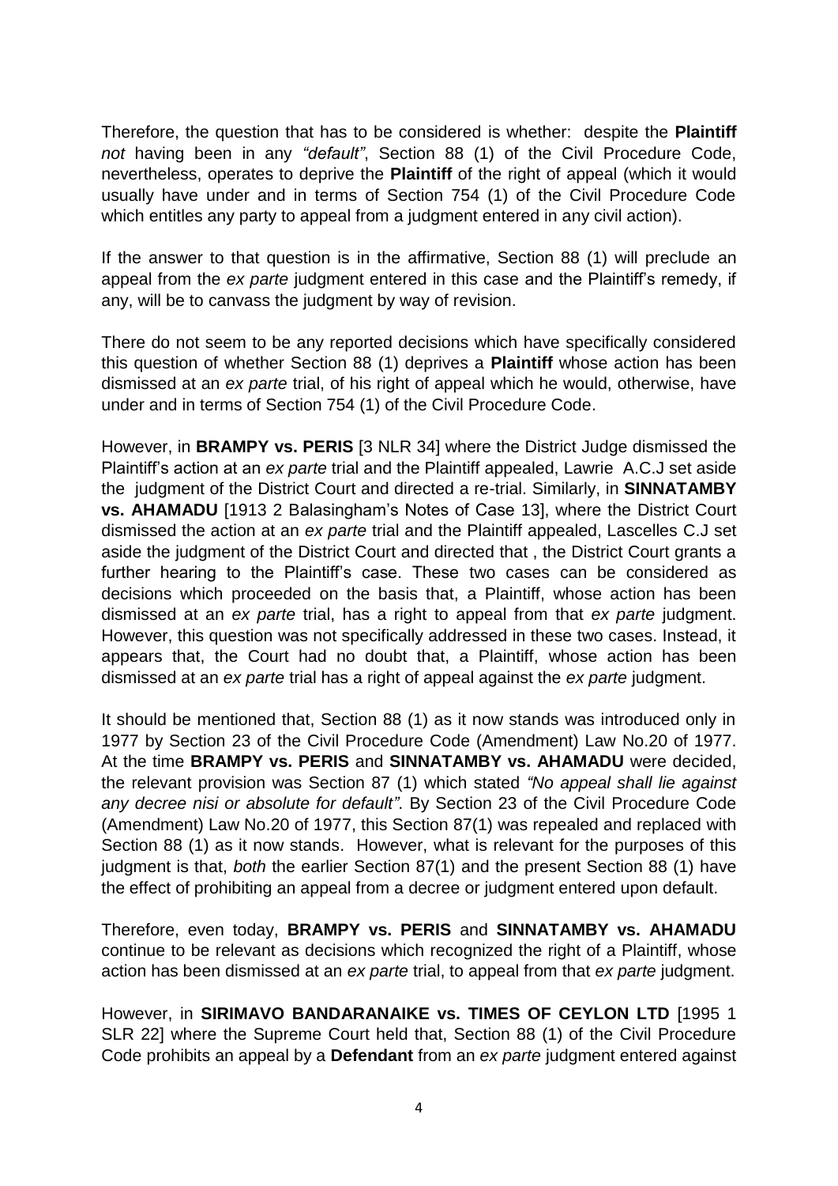Therefore, the question that has to be considered is whether: despite the **Plaintiff** *not* having been in any *"default"*, Section 88 (1) of the Civil Procedure Code, nevertheless, operates to deprive the **Plaintiff** of the right of appeal (which it would usually have under and in terms of Section 754 (1) of the Civil Procedure Code which entitles any party to appeal from a judgment entered in any civil action).

If the answer to that question is in the affirmative, Section 88 (1) will preclude an appeal from the *ex parte* judgment entered in this case and the Plaintiff's remedy, if any, will be to canvass the judgment by way of revision.

There do not seem to be any reported decisions which have specifically considered this question of whether Section 88 (1) deprives a **Plaintiff** whose action has been dismissed at an *ex parte* trial, of his right of appeal which he would, otherwise, have under and in terms of Section 754 (1) of the Civil Procedure Code.

However, in **BRAMPY vs. PERIS** [3 NLR 34] where the District Judge dismissed the Plaintiff's action at an *ex parte* trial and the Plaintiff appealed, Lawrie A.C.J set aside the judgment of the District Court and directed a re-trial. Similarly, in **SINNATAMBY vs. AHAMADU** [1913 2 Balasingham's Notes of Case 13], where the District Court dismissed the action at an *ex parte* trial and the Plaintiff appealed, Lascelles C.J set aside the judgment of the District Court and directed that , the District Court grants a further hearing to the Plaintiff's case. These two cases can be considered as decisions which proceeded on the basis that, a Plaintiff, whose action has been dismissed at an *ex parte* trial, has a right to appeal from that *ex parte* judgment. However, this question was not specifically addressed in these two cases. Instead, it appears that, the Court had no doubt that, a Plaintiff, whose action has been dismissed at an *ex parte* trial has a right of appeal against the *ex parte* judgment.

It should be mentioned that, Section 88 (1) as it now stands was introduced only in 1977 by Section 23 of the Civil Procedure Code (Amendment) Law No.20 of 1977. At the time **BRAMPY vs. PERIS** and **SINNATAMBY vs. AHAMADU** were decided, the relevant provision was Section 87 (1) which stated *"No appeal shall lie against any decree nisi or absolute for default"*. By Section 23 of the Civil Procedure Code (Amendment) Law No.20 of 1977, this Section 87(1) was repealed and replaced with Section 88 (1) as it now stands. However, what is relevant for the purposes of this judgment is that, *both* the earlier Section 87(1) and the present Section 88 (1) have the effect of prohibiting an appeal from a decree or judgment entered upon default.

Therefore, even today, **BRAMPY vs. PERIS** and **SINNATAMBY vs. AHAMADU** continue to be relevant as decisions which recognized the right of a Plaintiff, whose action has been dismissed at an *ex parte* trial, to appeal from that *ex parte* judgment.

However, in **SIRIMAVO BANDARANAIKE vs. TIMES OF CEYLON LTD** [1995 1 SLR 22] where the Supreme Court held that, Section 88 (1) of the Civil Procedure Code prohibits an appeal by a **Defendant** from an *ex parte* judgment entered against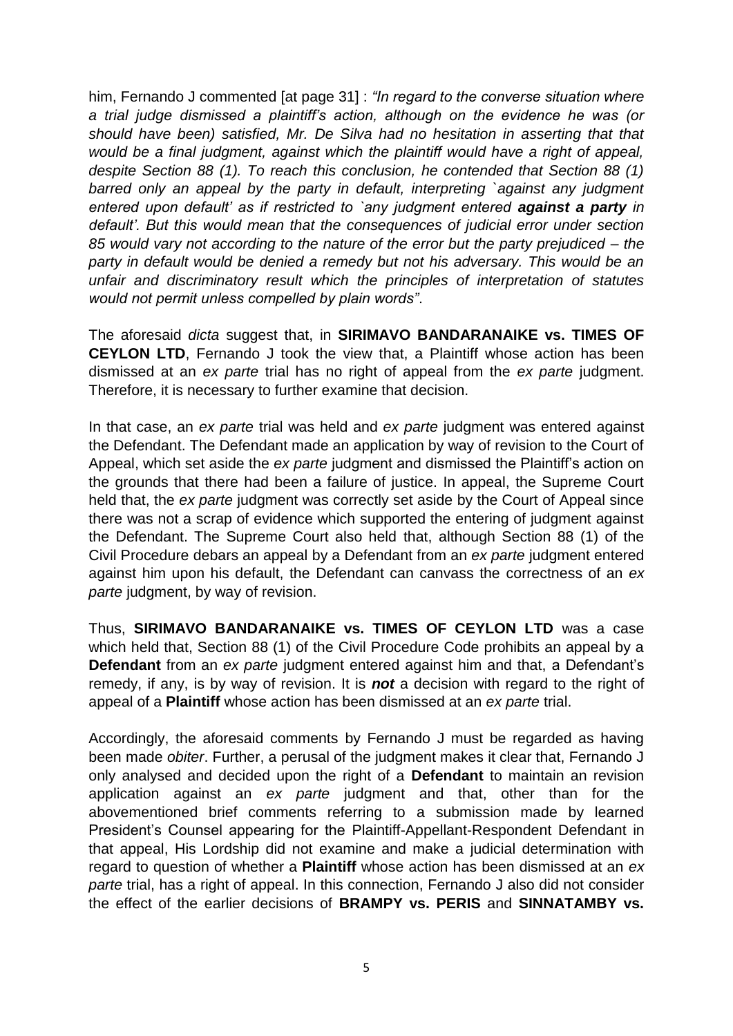him, Fernando J commented [at page 31] : *"In regard to the converse situation where a trial judge dismissed a plaintiff's action, although on the evidence he was (or should have been) satisfied, Mr. De Silva had no hesitation in asserting that that would be a final judgment, against which the plaintiff would have a right of appeal, despite Section 88 (1). To reach this conclusion, he contended that Section 88 (1) barred only an appeal by the party in default, interpreting `against any judgment entered upon default' as if restricted to `any judgment entered **against a party** in default'. But this would mean that the consequences of judicial error under section 85 would vary not according to the nature of the error but the party prejudiced – the party in default would be denied a remedy but not his adversary. This would be an unfair and discriminatory result which the principles of interpretation of statutes would not permit unless compelled by plain words"*.

The aforesaid *dicta* suggest that, in **SIRIMAVO BANDARANAIKE vs. TIMES OF CEYLON LTD**, Fernando J took the view that, a Plaintiff whose action has been dismissed at an *ex parte* trial has no right of appeal from the *ex parte* judgment. Therefore, it is necessary to further examine that decision.

In that case, an *ex parte* trial was held and *ex parte* judgment was entered against the Defendant. The Defendant made an application by way of revision to the Court of Appeal, which set aside the *ex parte* judgment and dismissed the Plaintiff's action on the grounds that there had been a failure of justice. In appeal, the Supreme Court held that, the *ex parte* judgment was correctly set aside by the Court of Appeal since there was not a scrap of evidence which supported the entering of judgment against the Defendant. The Supreme Court also held that, although Section 88 (1) of the Civil Procedure debars an appeal by a Defendant from an *ex parte* judgment entered against him upon his default, the Defendant can canvass the correctness of an *ex parte* judgment, by way of revision.

Thus, **SIRIMAVO BANDARANAIKE vs. TIMES OF CEYLON LTD** was a case which held that, Section 88 (1) of the Civil Procedure Code prohibits an appeal by a **Defendant** from an *ex parte* judgment entered against him and that, a Defendant's remedy, if any, is by way of revision. It is ***not*** a decision with regard to the right of appeal of a **Plaintiff** whose action has been dismissed at an *ex parte* trial.

Accordingly, the aforesaid comments by Fernando J must be regarded as having been made *obiter*. Further, a perusal of the judgment makes it clear that, Fernando J only analysed and decided upon the right of a **Defendant** to maintain an revision application against an *ex parte* judgment and that, other than for the abovementioned brief comments referring to a submission made by learned President's Counsel appearing for the Plaintiff-Appellant-Respondent Defendant in that appeal, His Lordship did not examine and make a judicial determination with regard to question of whether a **Plaintiff** whose action has been dismissed at an *ex parte* trial, has a right of appeal. In this connection, Fernando J also did not consider the effect of the earlier decisions of **BRAMPY vs. PERIS** and **SINNATAMBY vs.**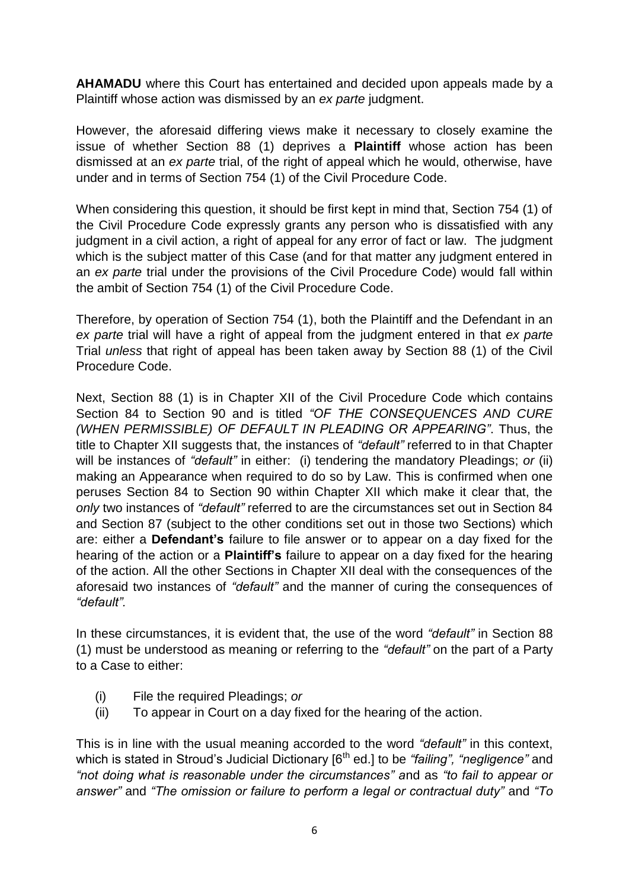**AHAMADU** where this Court has entertained and decided upon appeals made by a Plaintiff whose action was dismissed by an *ex parte* judgment.

However, the aforesaid differing views make it necessary to closely examine the issue of whether Section 88 (1) deprives a **Plaintiff** whose action has been dismissed at an *ex parte* trial, of the right of appeal which he would, otherwise, have under and in terms of Section 754 (1) of the Civil Procedure Code.

When considering this question, it should be first kept in mind that, Section 754 (1) of the Civil Procedure Code expressly grants any person who is dissatisfied with any judgment in a civil action, a right of appeal for any error of fact or law. The judgment which is the subject matter of this Case (and for that matter any judgment entered in an *ex parte* trial under the provisions of the Civil Procedure Code) would fall within the ambit of Section 754 (1) of the Civil Procedure Code.

Therefore, by operation of Section 754 (1), both the Plaintiff and the Defendant in an *ex parte* trial will have a right of appeal from the judgment entered in that *ex parte* Trial *unless* that right of appeal has been taken away by Section 88 (1) of the Civil Procedure Code.

Next, Section 88 (1) is in Chapter XII of the Civil Procedure Code which contains Section 84 to Section 90 and is titled *"OF THE CONSEQUENCES AND CURE (WHEN PERMISSIBLE) OF DEFAULT IN PLEADING OR APPEARING"*. Thus, the title to Chapter XII suggests that, the instances of *"default"* referred to in that Chapter will be instances of *"default"* in either: (i) tendering the mandatory Pleadings; *or* (ii) making an Appearance when required to do so by Law. This is confirmed when one peruses Section 84 to Section 90 within Chapter XII which make it clear that, the *only* two instances of *"default"* referred to are the circumstances set out in Section 84 and Section 87 (subject to the other conditions set out in those two Sections) which are: either a **Defendant's** failure to file answer or to appear on a day fixed for the hearing of the action or a **Plaintiff's** failure to appear on a day fixed for the hearing of the action. All the other Sections in Chapter XII deal with the consequences of the aforesaid two instances of *"default"* and the manner of curing the consequences of *"default"*.

In these circumstances, it is evident that, the use of the word *"default"* in Section 88 (1) must be understood as meaning or referring to the *"default"* on the part of a Party to a Case to either:

(i) File the required Pleadings; *or*

(ii) To appear in Court on a day fixed for the hearing of the action.

This is in line with the usual meaning accorded to the word *"default"* in this context, which is stated in Stroud's Judicial Dictionary [6th ed.] to be *"failing"*, *"negligence"* and *"not doing what is reasonable under the circumstances"* and as *"to fail to appear or answer"* and *"The omission or failure to perform a legal or contractual duty"* and *"To*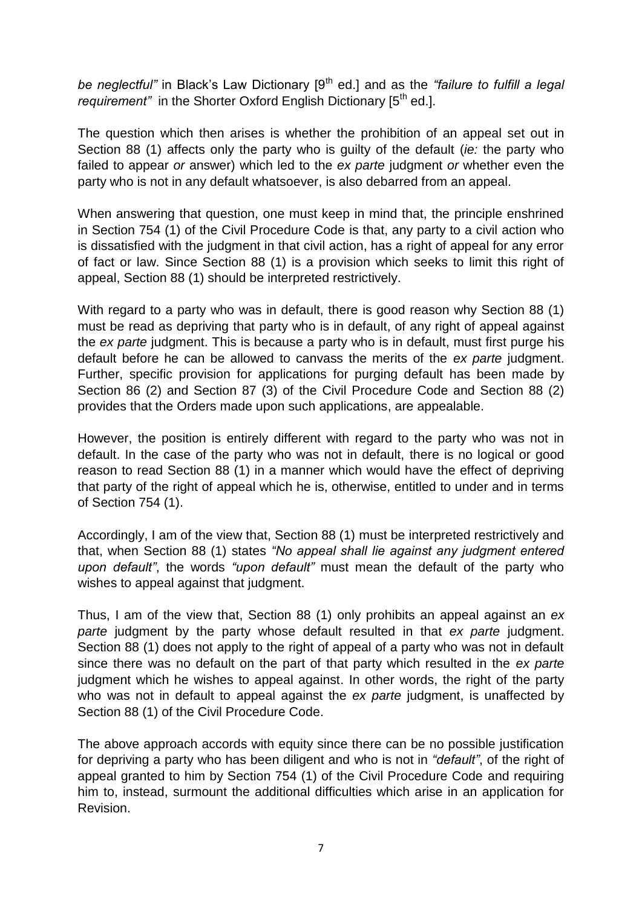*be neglectful"* in Black's Law Dictionary [9th ed.] and as the *"failure to fulfill a legal requirement"* in the Shorter Oxford English Dictionary [5th ed.].

The question which then arises is whether the prohibition of an appeal set out in Section 88 (1) affects only the party who is guilty of the default (*ie:* the party who failed to appear *or* answer) which led to the *ex parte* judgment *or* whether even the party who is not in any default whatsoever, is also debarred from an appeal.

When answering that question, one must keep in mind that, the principle enshrined in Section 754 (1) of the Civil Procedure Code is that, any party to a civil action who is dissatisfied with the judgment in that civil action, has a right of appeal for any error of fact or law. Since Section 88 (1) is a provision which seeks to limit this right of appeal, Section 88 (1) should be interpreted restrictively.

With regard to a party who was in default, there is good reason why Section 88 (1) must be read as depriving that party who is in default, of any right of appeal against the *ex parte* judgment. This is because a party who is in default, must first purge his default before he can be allowed to canvass the merits of the *ex parte* judgment. Further, specific provision for applications for purging default has been made by Section 86 (2) and Section 87 (3) of the Civil Procedure Code and Section 88 (2) provides that the Orders made upon such applications, are appealable.

However, the position is entirely different with regard to the party who was not in default. In the case of the party who was not in default, there is no logical or good reason to read Section 88 (1) in a manner which would have the effect of depriving that party of the right of appeal which he is, otherwise, entitled to under and in terms of Section 754 (1).

Accordingly, I am of the view that, Section 88 (1) must be interpreted restrictively and that, when Section 88 (1) states *"No appeal shall lie against any judgment entered upon default"*, the words *"upon default"* must mean the default of the party who wishes to appeal against that judgment.

Thus, I am of the view that, Section 88 (1) only prohibits an appeal against an *ex parte* judgment by the party whose default resulted in that *ex parte* judgment. Section 88 (1) does not apply to the right of appeal of a party who was not in default since there was no default on the part of that party which resulted in the *ex parte* judgment which he wishes to appeal against. In other words, the right of the party who was not in default to appeal against the *ex parte* judgment, is unaffected by Section 88 (1) of the Civil Procedure Code.

The above approach accords with equity since there can be no possible justification for depriving a party who has been diligent and who is not in *"default"*, of the right of appeal granted to him by Section 754 (1) of the Civil Procedure Code and requiring him to, instead, surmount the additional difficulties which arise in an application for Revision.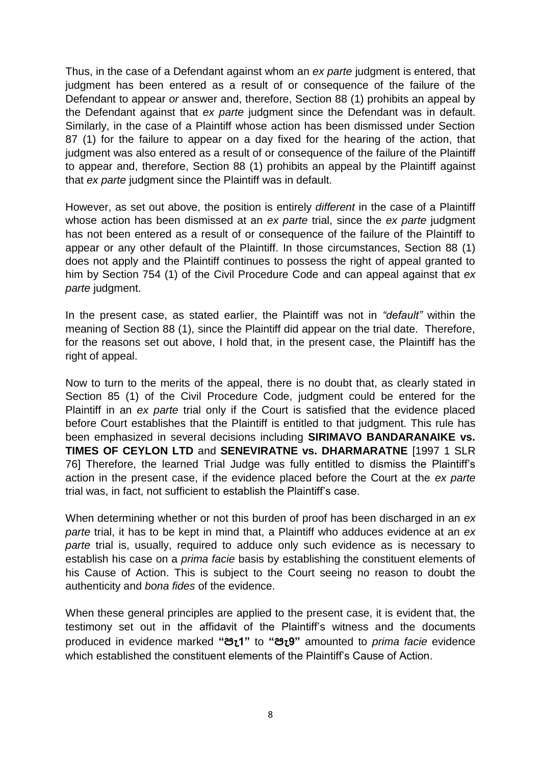Thus, in the case of a Defendant against whom an *ex parte* judgment is entered, that judgment has been entered as a result of or consequence of the failure of the Defendant to appear *or* answer and, therefore, Section 88 (1) prohibits an appeal by the Defendant against that *ex parte* judgment since the Defendant was in default. Similarly, in the case of a Plaintiff whose action has been dismissed under Section 87 (1) for the failure to appear on a day fixed for the hearing of the action, that judgment was also entered as a result of or consequence of the failure of the Plaintiff to appear and, therefore, Section 88 (1) prohibits an appeal by the Plaintiff against that *ex parte* judgment since the Plaintiff was in default.

However, as set out above, the position is entirely *different* in the case of a Plaintiff whose action has been dismissed at an *ex parte* trial, since the *ex parte* judgment has not been entered as a result of or consequence of the failure of the Plaintiff to appear or any other default of the Plaintiff. In those circumstances, Section 88 (1) does not apply and the Plaintiff continues to possess the right of appeal granted to him by Section 754 (1) of the Civil Procedure Code and can appeal against that *ex parte* judgment.

In the present case, as stated earlier, the Plaintiff was not in *"default"* within the meaning of Section 88 (1), since the Plaintiff did appear on the trial date. Therefore, for the reasons set out above, I hold that, in the present case, the Plaintiff has the right of appeal.

Now to turn to the merits of the appeal, there is no doubt that, as clearly stated in Section 85 (1) of the Civil Procedure Code, judgment could be entered for the Plaintiff in an *ex parte* trial only if the Court is satisfied that the evidence placed before Court establishes that the Plaintiff is entitled to that judgment. This rule has been emphasized in several decisions including **SIRIMAVO BANDARANAIKE vs. TIMES OF CEYLON LTD** and **SENEVIRATNE vs. DHARMARATNE** [1997 1 SLR 76] Therefore, the learned Trial Judge was fully entitled to dismiss the Plaintiff's action in the present case, if the evidence placed before the Court at the *ex parte* trial was, in fact, not sufficient to establish the Plaintiff's case.

When determining whether or not this burden of proof has been discharged in an *ex parte* trial, it has to be kept in mind that, a Plaintiff who adduces evidence at an *ex parte* trial is, usually, required to adduce only such evidence as is necessary to establish his case on a *prima facie* basis by establishing the constituent elements of his Cause of Action. This is subject to the Court seeing no reason to doubt the authenticity and *bona fides* of the evidence.

When these general principles are applied to the present case, it is evident that, the testimony set out in the affidavit of the Plaintiff's witness and the documents produced in evidence marked **"පැ1"** to **"පැ9"** amounted to *prima facie* evidence which established the constituent elements of the Plaintiff's Cause of Action.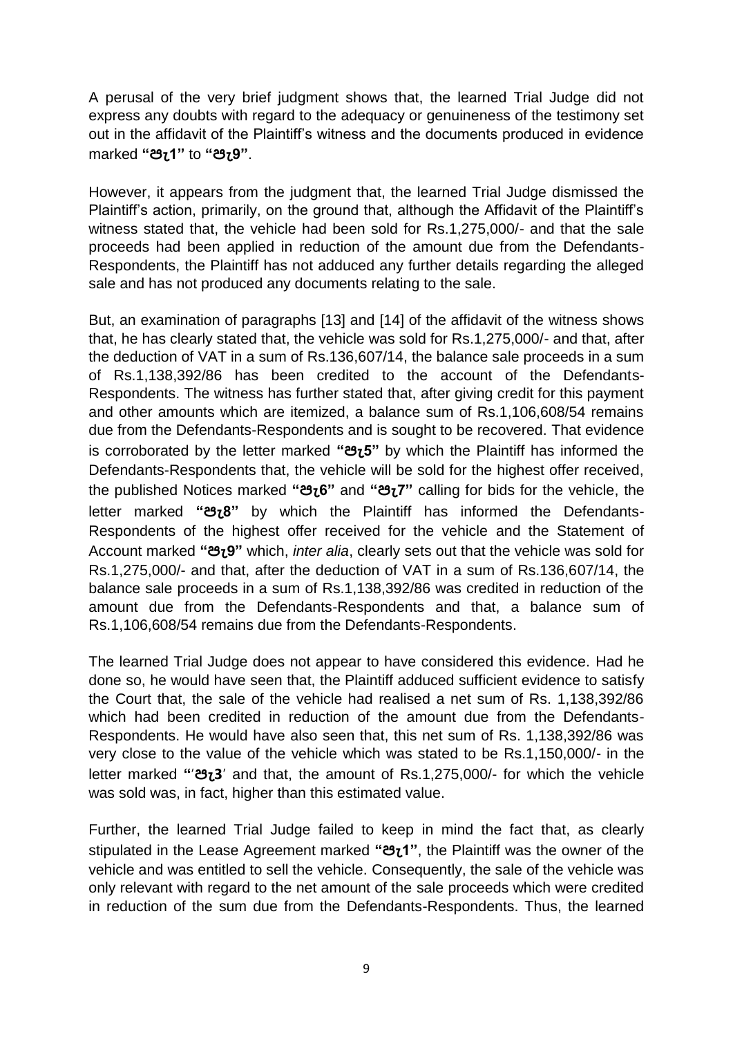A perusal of the very brief judgment shows that, the learned Trial Judge did not express any doubts with regard to the adequacy or genuineness of the testimony set out in the affidavit of the Plaintiff's witness and the documents produced in evidence marked **"පැ1"** to **"පැ9"**.

However, it appears from the judgment that, the learned Trial Judge dismissed the Plaintiff's action, primarily, on the ground that, although the Affidavit of the Plaintiff's witness stated that, the vehicle had been sold for Rs.1,275,000/- and that the sale proceeds had been applied in reduction of the amount due from the Defendants-Respondents, the Plaintiff has not adduced any further details regarding the alleged sale and has not produced any documents relating to the sale.

But, an examination of paragraphs [13] and [14] of the affidavit of the witness shows that, he has clearly stated that, the vehicle was sold for Rs.1,275,000/- and that, after the deduction of VAT in a sum of Rs.136,607/14, the balance sale proceeds in a sum of Rs.1,138,392/86 has been credited to the account of the Defendants-Respondents. The witness has further stated that, after giving credit for this payment and other amounts which are itemized, a balance sum of Rs.1,106,608/54 remains due from the Defendants-Respondents and is sought to be recovered. That evidence is corroborated by the letter marked **"පැ5"** by which the Plaintiff has informed the Defendants-Respondents that, the vehicle will be sold for the highest offer received, the published Notices marked **"පැ6"** and **"පැ7"** calling for bids for the vehicle, the letter marked **"පැ8"** by which the Plaintiff has informed the Defendants-Respondents of the highest offer received for the vehicle and the Statement of Account marked **"පැ9"** which, *inter alia*, clearly sets out that the vehicle was sold for Rs.1,275,000/- and that, after the deduction of VAT in a sum of Rs.136,607/14, the balance sale proceeds in a sum of Rs.1,138,392/86 was credited in reduction of the amount due from the Defendants-Respondents and that, a balance sum of Rs.1,106,608/54 remains due from the Defendants-Respondents.

The learned Trial Judge does not appear to have considered this evidence. Had he done so, he would have seen that, the Plaintiff adduced sufficient evidence to satisfy the Court that, the sale of the vehicle had realised a net sum of Rs. 1,138,392/86 which had been credited in reduction of the amount due from the Defendants-Respondents. He would have also seen that, this net sum of Rs. 1,138,392/86 was very close to the value of the vehicle which was stated to be Rs.1,150,000/- in the letter marked **"'පැ3'** and that, the amount of Rs.1,275,000/- for which the vehicle was sold was, in fact, higher than this estimated value.

Further, the learned Trial Judge failed to keep in mind the fact that, as clearly stipulated in the Lease Agreement marked **"පැ1"**, the Plaintiff was the owner of the vehicle and was entitled to sell the vehicle. Consequently, the sale of the vehicle was only relevant with regard to the net amount of the sale proceeds which were credited in reduction of the sum due from the Defendants-Respondents. Thus, the learned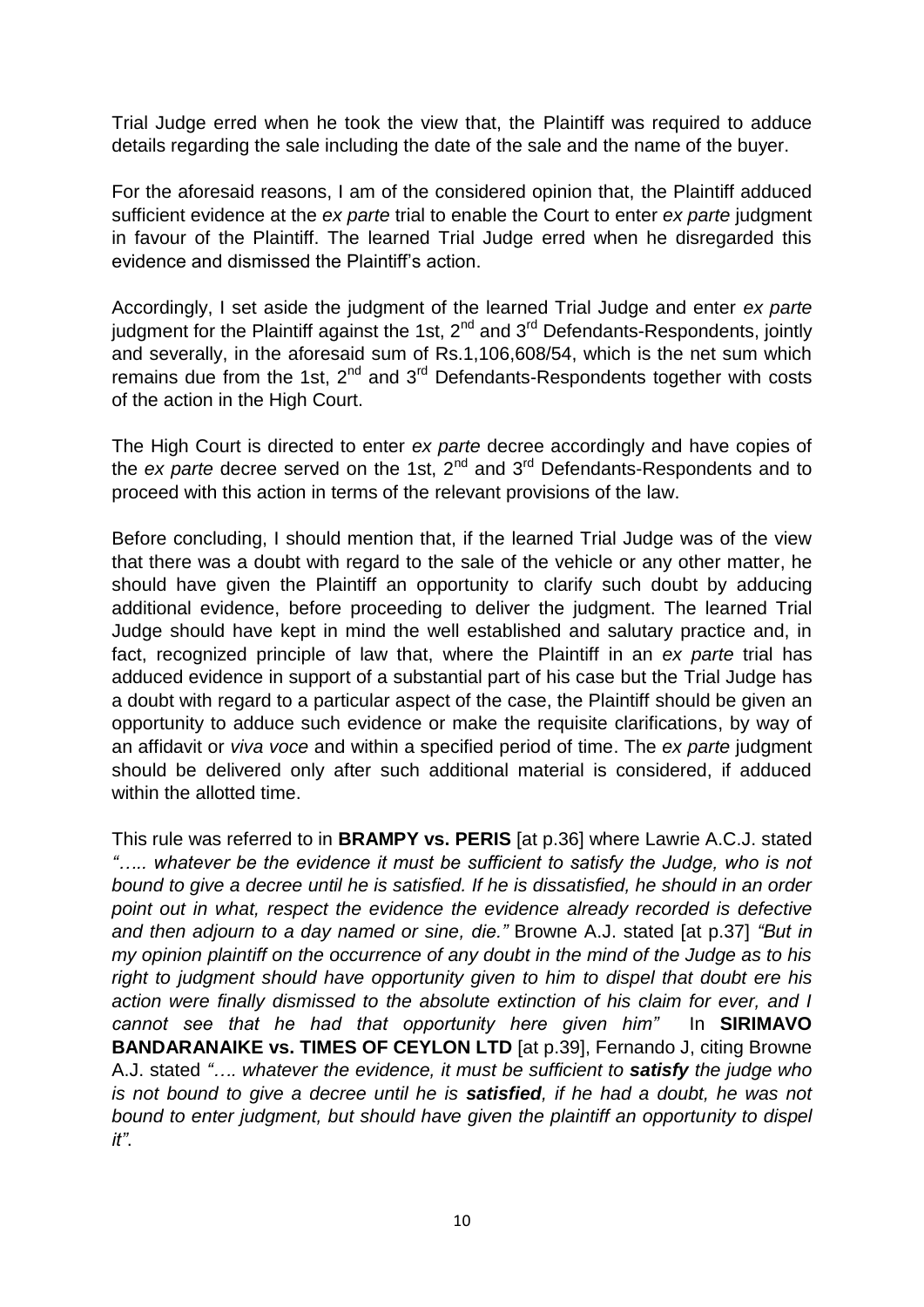Trial Judge erred when he took the view that, the Plaintiff was required to adduce details regarding the sale including the date of the sale and the name of the buyer.

For the aforesaid reasons, I am of the considered opinion that, the Plaintiff adduced sufficient evidence at the *ex parte* trial to enable the Court to enter *ex parte* judgment in favour of the Plaintiff. The learned Trial Judge erred when he disregarded this evidence and dismissed the Plaintiff's action.

Accordingly, I set aside the judgment of the learned Trial Judge and enter *ex parte* judgment for the Plaintiff against the 1st, 2nd and 3rd Defendants-Respondents, jointly and severally, in the aforesaid sum of Rs.1,106,608/54, which is the net sum which remains due from the 1st, 2nd and 3rd Defendants-Respondents together with costs of the action in the High Court.

The High Court is directed to enter *ex parte* decree accordingly and have copies of the *ex parte* decree served on the 1st, 2nd and 3rd Defendants-Respondents and to proceed with this action in terms of the relevant provisions of the law.

Before concluding, I should mention that, if the learned Trial Judge was of the view that there was a doubt with regard to the sale of the vehicle or any other matter, he should have given the Plaintiff an opportunity to clarify such doubt by adducing additional evidence, before proceeding to deliver the judgment. The learned Trial Judge should have kept in mind the well established and salutary practice and, in fact, recognized principle of law that, where the Plaintiff in an *ex parte* trial has adduced evidence in support of a substantial part of his case but the Trial Judge has a doubt with regard to a particular aspect of the case, the Plaintiff should be given an opportunity to adduce such evidence or make the requisite clarifications, by way of an affidavit or *viva voce* and within a specified period of time. The *ex parte* judgment should be delivered only after such additional material is considered, if adduced within the allotted time.

This rule was referred to in **BRAMPY vs. PERIS** [at p.36] where Lawrie A.C.J. stated *"….. whatever be the evidence it must be sufficient to satisfy the Judge, who is not bound to give a decree until he is satisfied. If he is dissatisfied, he should in an order point out in what, respect the evidence the evidence already recorded is defective and then adjourn to a day named or sine, die."* Browne A.J. stated [at p.37] *"But in my opinion plaintiff on the occurrence of any doubt in the mind of the Judge as to his right to judgment should have opportunity given to him to dispel that doubt ere his action were finally dismissed to the absolute extinction of his claim for ever, and I cannot see that he had that opportunity here given him"* In **SIRIMAVO BANDARANAIKE vs. TIMES OF CEYLON LTD** [at p.39], Fernando J, citing Browne A.J. stated *"…. whatever the evidence, it must be sufficient to* ***satisfy*** *the judge who is not bound to give a decree until he is* ***satisfied****, if he had a doubt, he was not bound to enter judgment, but should have given the plaintiff an opportunity to dispel it".*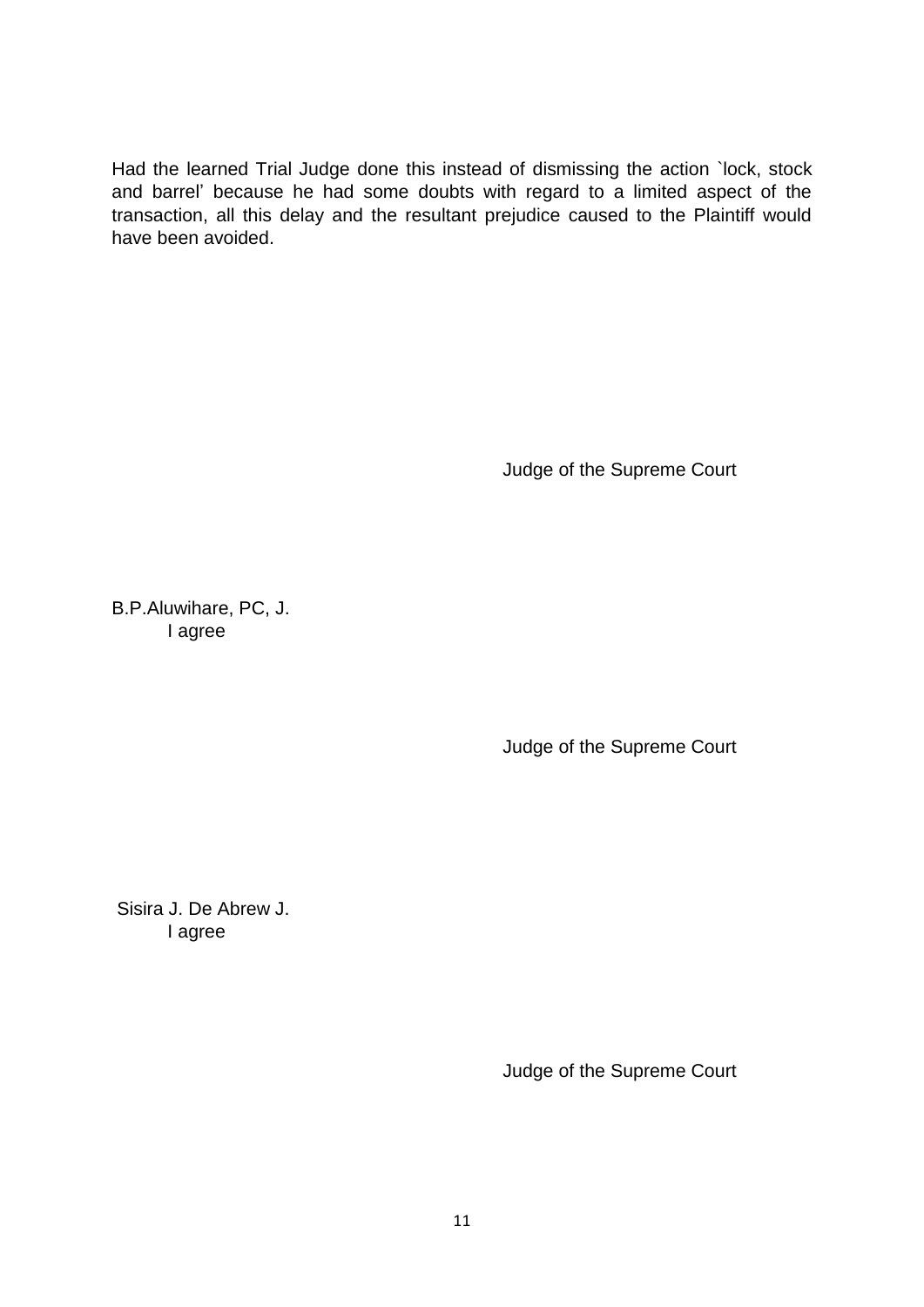Had the learned Trial Judge done this instead of dismissing the action `lock, stock and barrel' because he had some doubts with regard to a limited aspect of the transaction, all this delay and the resultant prejudice caused to the Plaintiff would have been avoided.

Judge of the Supreme Court

B.P.Aluwihare, PC, J.

I agree

Judge of the Supreme Court

Sisira J. De Abrew J.

I agree

Judge of the Supreme Court